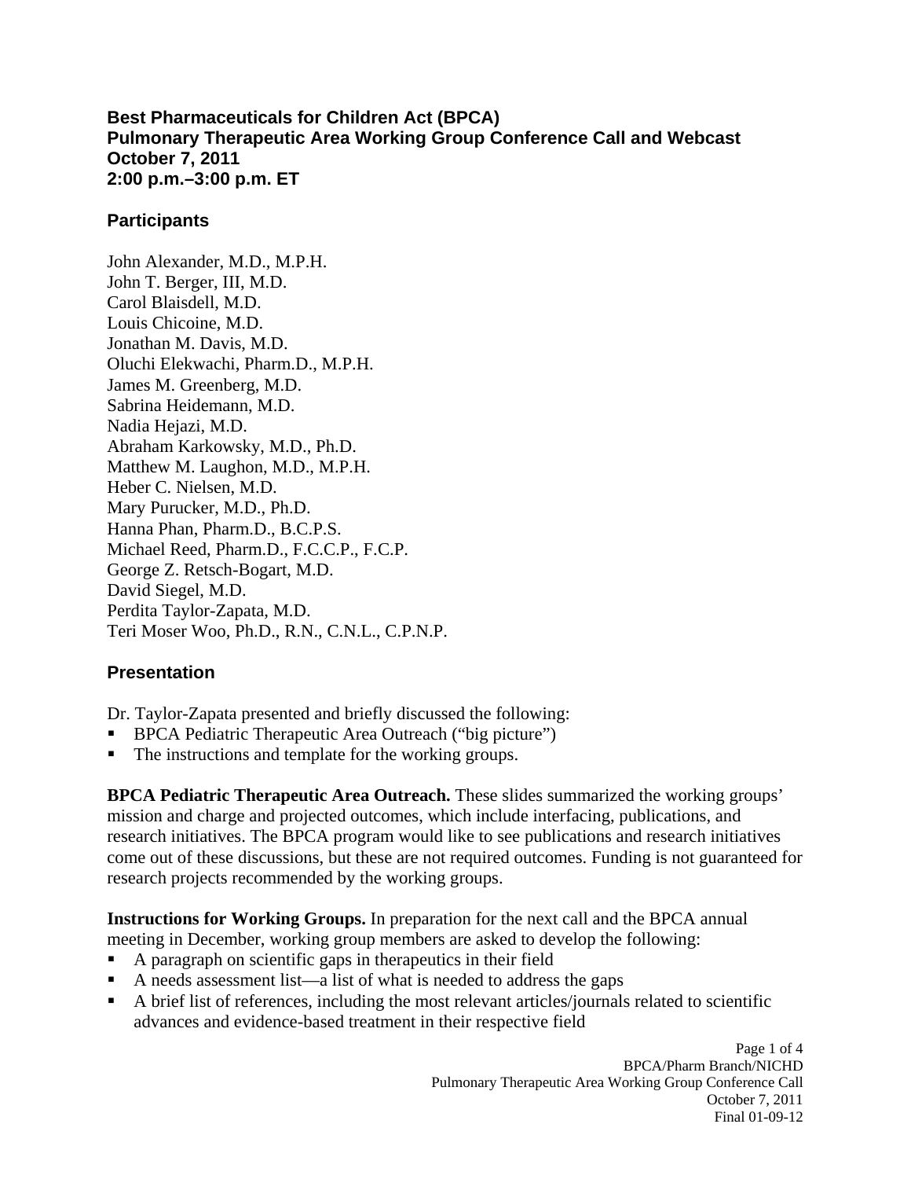# Best Pharmaceuticals for Children Act (BPCA)
# Pulmonary Therapeutic Area Working Group Conference Call and Webcast
# October 7, 2011
# 2:00 p.m.–3:00 p.m. ET

## Participants

John Alexander, M.D., M.P.H.
John T. Berger, III, M.D.
Carol Blaisdell, M.D.
Louis Chicoine, M.D.
Jonathan M. Davis, M.D.
Oluchi Elekwachi, Pharm.D., M.P.H.
James M. Greenberg, M.D.
Sabrina Heidemann, M.D.
Nadia Hejazi, M.D.
Abraham Karkowsky, M.D., Ph.D.
Matthew M. Laughon, M.D., M.P.H.
Heber C. Nielsen, M.D.
Mary Purucker, M.D., Ph.D.
Hanna Phan, Pharm.D., B.C.P.S.
Michael Reed, Pharm.D., F.C.C.P., F.C.P.
George Z. Retsch-Bogart, M.D.
David Siegel, M.D.
Perdita Taylor-Zapata, M.D.
Teri Moser Woo, Ph.D., R.N., C.N.L., C.P.N.P.

## Presentation

Dr. Taylor-Zapata presented and briefly discussed the following:

- BPCA Pediatric Therapeutic Area Outreach ("big picture")
- The instructions and template for the working groups.

**BPCA Pediatric Therapeutic Area Outreach.** These slides summarized the working groups' mission and charge and projected outcomes, which include interfacing, publications, and research initiatives. The BPCA program would like to see publications and research initiatives come out of these discussions, but these are not required outcomes. Funding is not guaranteed for research projects recommended by the working groups.

**Instructions for Working Groups.** In preparation for the next call and the BPCA annual meeting in December, working group members are asked to develop the following:

- A paragraph on scientific gaps in therapeutics in their field
- A needs assessment list—a list of what is needed to address the gaps
- A brief list of references, including the most relevant articles/journals related to scientific advances and evidence-based treatment in their respective field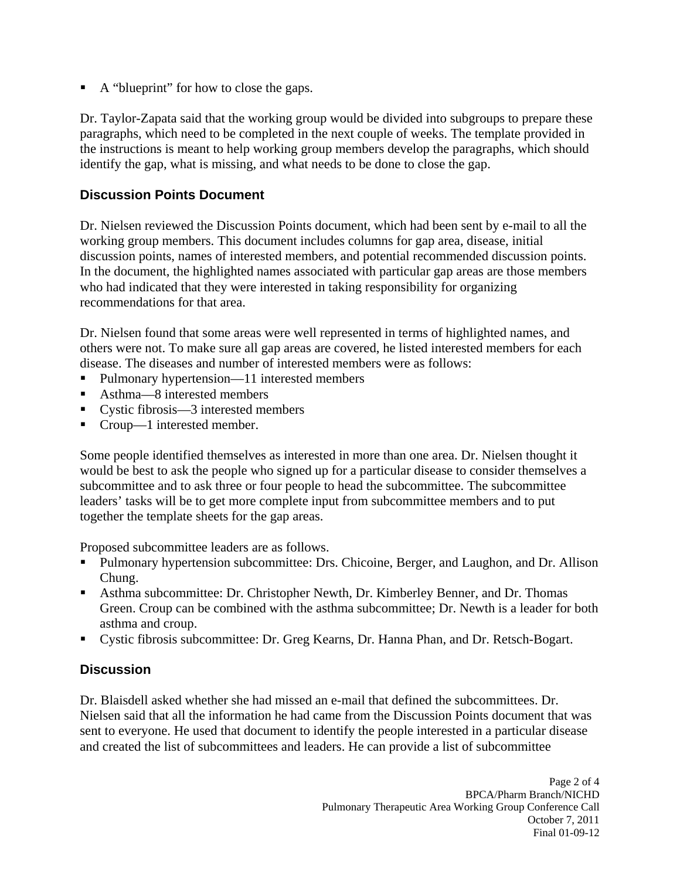- A “blueprint” for how to close the gaps.

Dr. Taylor-Zapata said that the working group would be divided into subgroups to prepare these paragraphs, which need to be completed in the next couple of weeks. The template provided in the instructions is meant to help working group members develop the paragraphs, which should identify the gap, what is missing, and what needs to be done to close the gap.

## Discussion Points Document

Dr. Nielsen reviewed the Discussion Points document, which had been sent by e-mail to all the working group members. This document includes columns for gap area, disease, initial discussion points, names of interested members, and potential recommended discussion points. In the document, the highlighted names associated with particular gap areas are those members who had indicated that they were interested in taking responsibility for organizing recommendations for that area.

Dr. Nielsen found that some areas were well represented in terms of highlighted names, and others were not. To make sure all gap areas are covered, he listed interested members for each disease. The diseases and number of interested members were as follows:

- Pulmonary hypertension—11 interested members
- Asthma—8 interested members
- Cystic fibrosis—3 interested members
- Croup—1 interested member.

Some people identified themselves as interested in more than one area. Dr. Nielsen thought it would be best to ask the people who signed up for a particular disease to consider themselves a subcommittee and to ask three or four people to head the subcommittee. The subcommittee leaders’ tasks will be to get more complete input from subcommittee members and to put together the template sheets for the gap areas.

Proposed subcommittee leaders are as follows.

- Pulmonary hypertension subcommittee: Drs. Chicoine, Berger, and Laughon, and Dr. Allison Chung.
- Asthma subcommittee: Dr. Christopher Newth, Dr. Kimberley Benner, and Dr. Thomas Green. Croup can be combined with the asthma subcommittee; Dr. Newth is a leader for both asthma and croup.
- Cystic fibrosis subcommittee: Dr. Greg Kearns, Dr. Hanna Phan, and Dr. Retsch-Bogart.

## Discussion

Dr. Blaisdell asked whether she had missed an e-mail that defined the subcommittees. Dr. Nielsen said that all the information he had came from the Discussion Points document that was sent to everyone. He used that document to identify the people interested in a particular disease and created the list of subcommittees and leaders. He can provide a list of subcommittee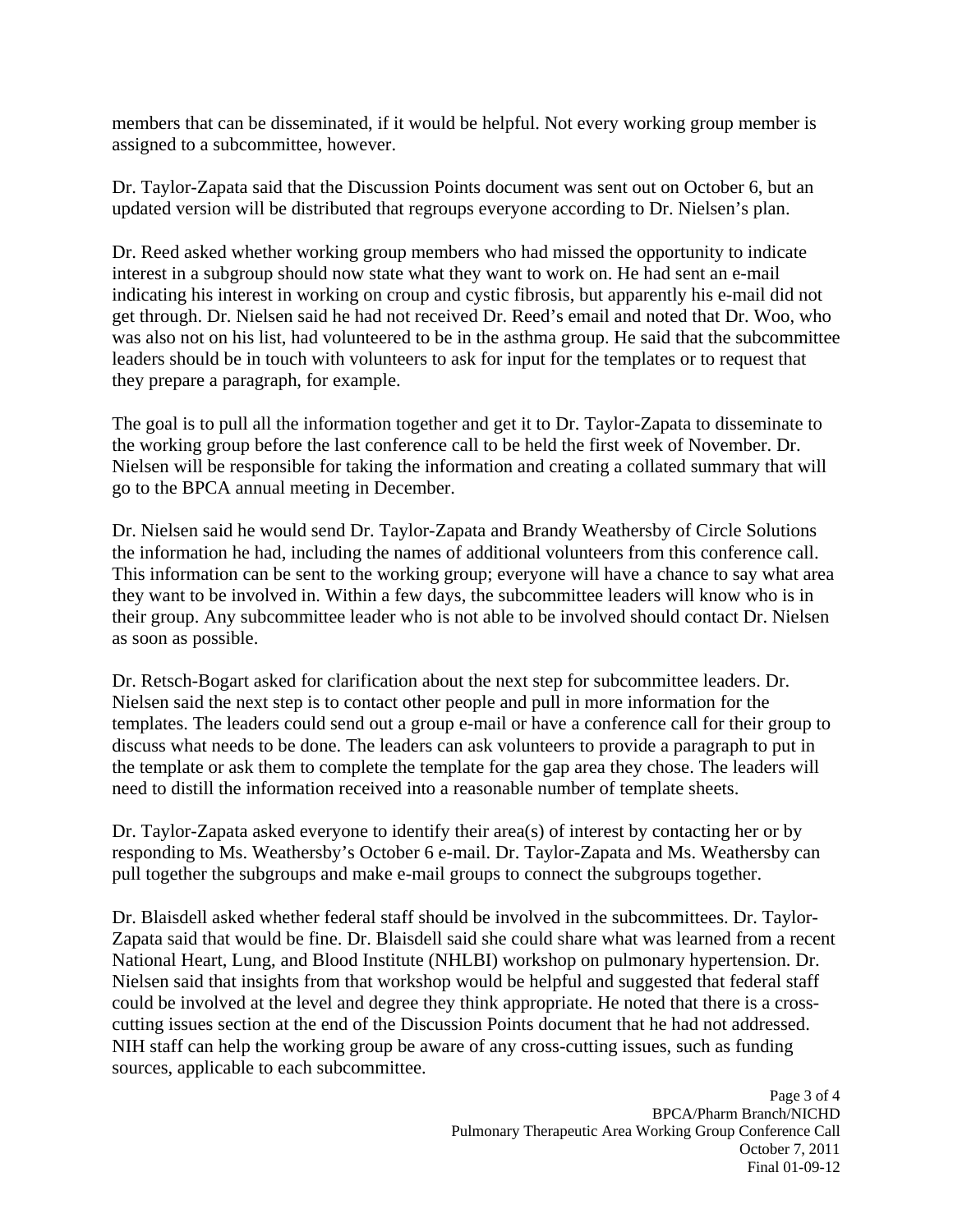members that can be disseminated, if it would be helpful. Not every working group member is assigned to a subcommittee, however.

Dr. Taylor-Zapata said that the Discussion Points document was sent out on October 6, but an updated version will be distributed that regroups everyone according to Dr. Nielsen's plan.

Dr. Reed asked whether working group members who had missed the opportunity to indicate interest in a subgroup should now state what they want to work on. He had sent an e-mail indicating his interest in working on croup and cystic fibrosis, but apparently his e-mail did not get through. Dr. Nielsen said he had not received Dr. Reed's email and noted that Dr. Woo, who was also not on his list, had volunteered to be in the asthma group. He said that the subcommittee leaders should be in touch with volunteers to ask for input for the templates or to request that they prepare a paragraph, for example.

The goal is to pull all the information together and get it to Dr. Taylor-Zapata to disseminate to the working group before the last conference call to be held the first week of November. Dr. Nielsen will be responsible for taking the information and creating a collated summary that will go to the BPCA annual meeting in December.

Dr. Nielsen said he would send Dr. Taylor-Zapata and Brandy Weathersby of Circle Solutions the information he had, including the names of additional volunteers from this conference call. This information can be sent to the working group; everyone will have a chance to say what area they want to be involved in. Within a few days, the subcommittee leaders will know who is in their group. Any subcommittee leader who is not able to be involved should contact Dr. Nielsen as soon as possible.

Dr. Retsch-Bogart asked for clarification about the next step for subcommittee leaders. Dr. Nielsen said the next step is to contact other people and pull in more information for the templates. The leaders could send out a group e-mail or have a conference call for their group to discuss what needs to be done. The leaders can ask volunteers to provide a paragraph to put in the template or ask them to complete the template for the gap area they chose. The leaders will need to distill the information received into a reasonable number of template sheets.

Dr. Taylor-Zapata asked everyone to identify their area(s) of interest by contacting her or by responding to Ms. Weathersby's October 6 e-mail. Dr. Taylor-Zapata and Ms. Weathersby can pull together the subgroups and make e-mail groups to connect the subgroups together.

Dr. Blaisdell asked whether federal staff should be involved in the subcommittees. Dr. Taylor-Zapata said that would be fine. Dr. Blaisdell said she could share what was learned from a recent National Heart, Lung, and Blood Institute (NHLBI) workshop on pulmonary hypertension. Dr. Nielsen said that insights from that workshop would be helpful and suggested that federal staff could be involved at the level and degree they think appropriate. He noted that there is a cross-cutting issues section at the end of the Discussion Points document that he had not addressed. NIH staff can help the working group be aware of any cross-cutting issues, such as funding sources, applicable to each subcommittee.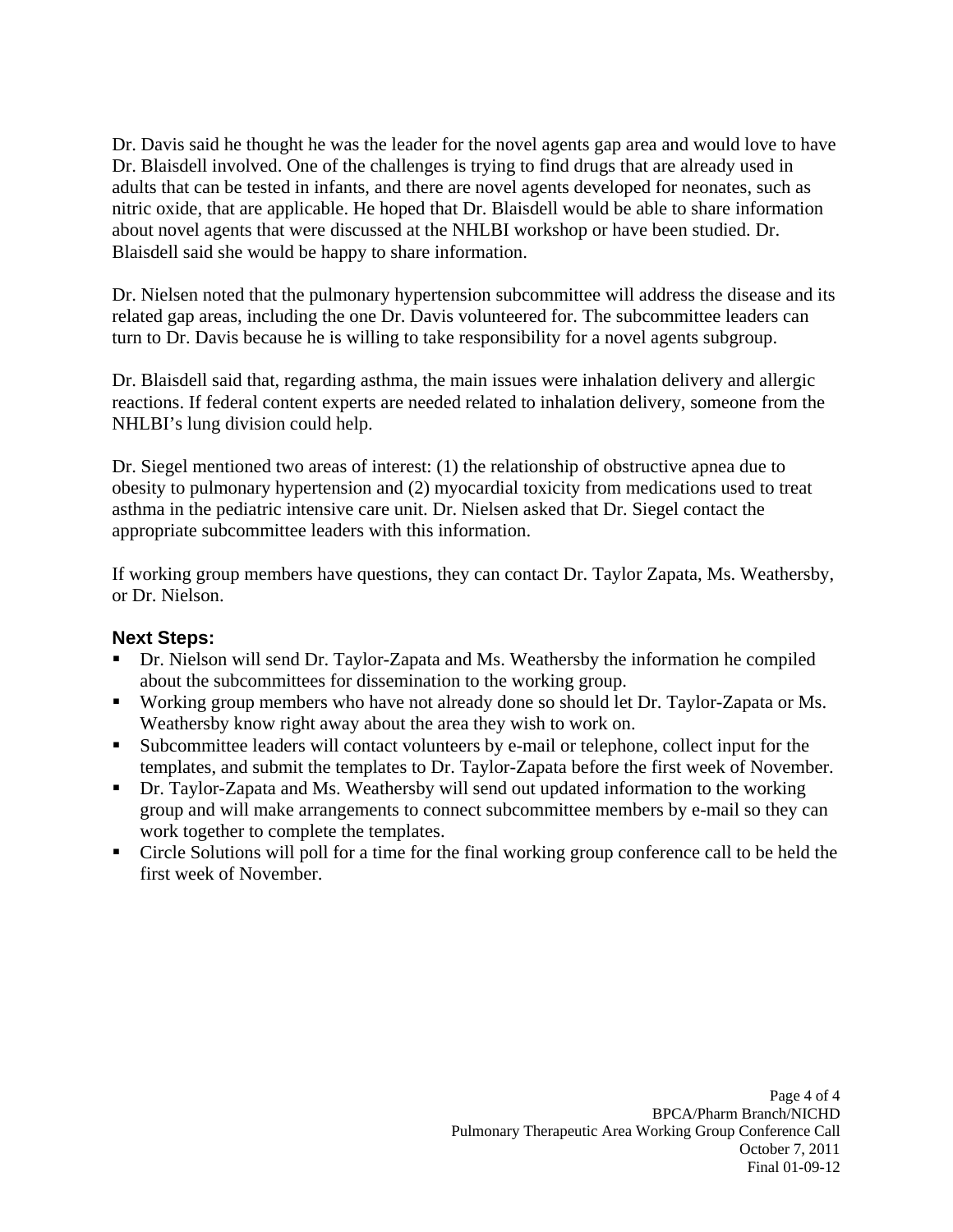Dr. Davis said he thought he was the leader for the novel agents gap area and would love to have Dr. Blaisdell involved. One of the challenges is trying to find drugs that are already used in adults that can be tested in infants, and there are novel agents developed for neonates, such as nitric oxide, that are applicable. He hoped that Dr. Blaisdell would be able to share information about novel agents that were discussed at the NHLBI workshop or have been studied. Dr. Blaisdell said she would be happy to share information.

Dr. Nielsen noted that the pulmonary hypertension subcommittee will address the disease and its related gap areas, including the one Dr. Davis volunteered for. The subcommittee leaders can turn to Dr. Davis because he is willing to take responsibility for a novel agents subgroup.

Dr. Blaisdell said that, regarding asthma, the main issues were inhalation delivery and allergic reactions. If federal content experts are needed related to inhalation delivery, someone from the NHLBI's lung division could help.

Dr. Siegel mentioned two areas of interest: (1) the relationship of obstructive apnea due to obesity to pulmonary hypertension and (2) myocardial toxicity from medications used to treat asthma in the pediatric intensive care unit. Dr. Nielsen asked that Dr. Siegel contact the appropriate subcommittee leaders with this information.

If working group members have questions, they can contact Dr. Taylor Zapata, Ms. Weathersby, or Dr. Nielson.

### Next Steps:

- Dr. Nielson will send Dr. Taylor-Zapata and Ms. Weathersby the information he compiled about the subcommittees for dissemination to the working group.
- Working group members who have not already done so should let Dr. Taylor-Zapata or Ms. Weathersby know right away about the area they wish to work on.
- Subcommittee leaders will contact volunteers by e-mail or telephone, collect input for the templates, and submit the templates to Dr. Taylor-Zapata before the first week of November.
- Dr. Taylor-Zapata and Ms. Weathersby will send out updated information to the working group and will make arrangements to connect subcommittee members by e-mail so they can work together to complete the templates.
- Circle Solutions will poll for a time for the final working group conference call to be held the first week of November.